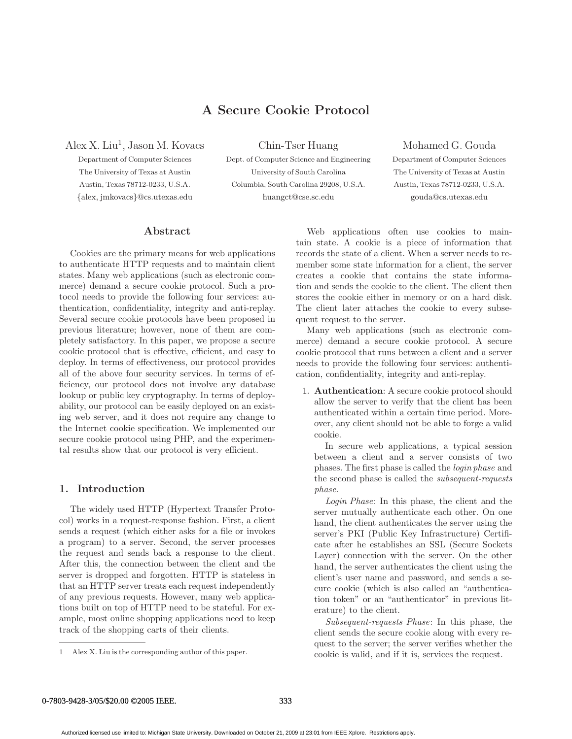# A Secure Cookie Protocol

Alex X. Liu[1], Jason M. Kovacs
Department of Computer Sciences
The University of Texas at Austin
Austin, Texas 78712-0233, U.S.A.
{alex, jmkovacs}@cs.utexas.edu

Chin-Tser Huang
Dept. of Computer Science and Engineering
University of South Carolina
Columbia, South Carolina 29208, U.S.A.
huangct@cse.sc.edu

Mohamed G. Gouda
Department of Computer Sciences
The University of Texas at Austin
Austin, Texas 78712-0233, U.S.A.
gouda@cs.utexas.edu

## Abstract

Cookies are the primary means for web applications to authenticate HTTP requests and to maintain client states. Many web applications (such as electronic commerce) demand a secure cookie protocol. Such a protocol needs to provide the following four services: authentication, confidentiality, integrity and anti-replay. Several secure cookie protocols have been proposed in previous literature; however, none of them are completely satisfactory. In this paper, we propose a secure cookie protocol that is effective, efficient, and easy to deploy. In terms of effectiveness, our protocol provides all of the above four security services. In terms of efficiency, our protocol does not involve any database lookup or public key cryptography. In terms of deployability, our protocol can be easily deployed on an existing web server, and it does not require any change to the Internet cookie specification. We implemented our secure cookie protocol using PHP, and the experimental results show that our protocol is very efficient.

## 1. Introduction

The widely used HTTP (Hypertext Transfer Protocol) works in a request-response fashion. First, a client sends a request (which either asks for a file or invokes a program) to a server. Second, the server processes the request and sends back a response to the client. After this, the connection between the client and the server is dropped and forgotten. HTTP is stateless in that an HTTP server treats each request independently of any previous requests. However, many web applications built on top of HTTP need to be stateful. For example, most online shopping applications need to keep track of the shopping carts of their clients.

Web applications often use cookies to maintain state. A cookie is a piece of information that records the state of a client. When a server needs to remember some state information for a client, the server creates a cookie that contains the state information and sends the cookie to the client. The client then stores the cookie either in memory or on a hard disk. The client later attaches the cookie to every subsequent request to the server.

Many web applications (such as electronic commerce) demand a secure cookie protocol. A secure cookie protocol that runs between a client and a server needs to provide the following four services: authentication, confidentiality, integrity and anti-replay.

1. **Authentication**: A secure cookie protocol should allow the server to verify that the client has been authenticated within a certain time period. Moreover, any client should not be able to forge a valid cookie.

   In secure web applications, a typical session between a client and a server consists of two phases. The first phase is called the *login phase* and the second phase is called the *subsequent-requests phase*.

   *Login Phase*: In this phase, the client and the server mutually authenticate each other. On one hand, the client authenticates the server using the server's PKI (Public Key Infrastructure) Certificate after he establishes an SSL (Secure Sockets Layer) connection with the server. On the other hand, the server authenticates the client using the client's user name and password, and sends a secure cookie (which is also called an "authentication token" or an "authenticator" in previous literature) to the client.

   *Subsequent-requests Phase*: In this phase, the client sends the secure cookie along with every request to the server; the server verifies whether the cookie is valid, and if it is, services the request.

[1] Alex X. Liu is the corresponding author of this paper.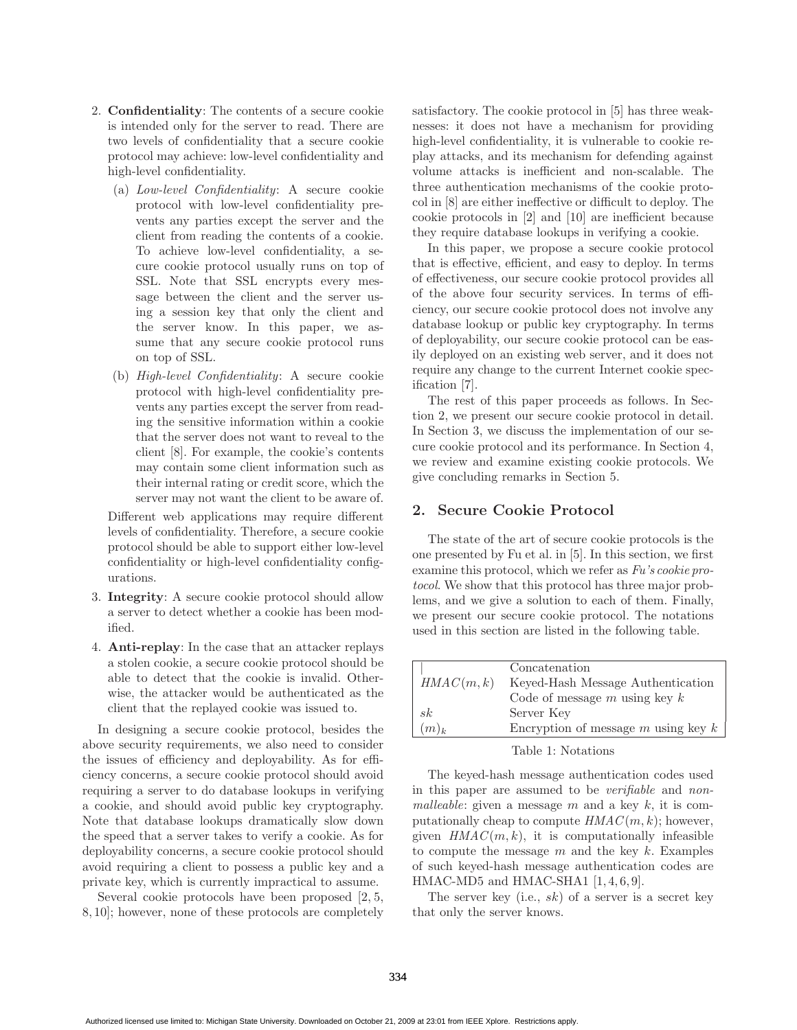2. **Confidentiality**: The contents of a secure cookie is intended only for the server to read. There are two levels of confidentiality that a secure cookie protocol may achieve: low-level confidentiality and high-level confidentiality.

   (a) *Low-level Confidentiality*: A secure cookie protocol with low-level confidentiality prevents any parties except the server and the client from reading the contents of a cookie. To achieve low-level confidentiality, a secure cookie protocol usually runs on top of SSL. Note that SSL encrypts every message between the client and the server using a session key that only the client and the server know. In this paper, we assume that any secure cookie protocol runs on top of SSL.

   (b) *High-level Confidentiality*: A secure cookie protocol with high-level confidentiality prevents any parties except the server from reading the sensitive information within a cookie that the server does not want to reveal to the client [8]. For example, the cookie's contents may contain some client information such as their internal rating or credit score, which the server may not want the client to be aware of.

   Different web applications may require different levels of confidentiality. Therefore, a secure cookie protocol should be able to support either low-level confidentiality or high-level confidentiality configurations.

3. **Integrity**: A secure cookie protocol should allow a server to detect whether a cookie has been modified.

4. **Anti-replay**: In the case that an attacker replays a stolen cookie, a secure cookie protocol should be able to detect that the cookie is invalid. Otherwise, the attacker would be authenticated as the client that the replayed cookie was issued to.

In designing a secure cookie protocol, besides the above security requirements, we also need to consider the issues of efficiency and deployability. As for efficiency concerns, a secure cookie protocol should avoid requiring a server to do database lookups in verifying a cookie, and should avoid public key cryptography. Note that database lookups dramatically slow down the speed that a server takes to verify a cookie. As for deployability concerns, a secure cookie protocol should avoid requiring a client to possess a public key and a private key, which is currently impractical to assume.

Several cookie protocols have been proposed [2, 5, 8, 10]; however, none of these protocols are completely satisfactory. The cookie protocol in [5] has three weaknesses: it does not have a mechanism for providing high-level confidentiality, it is vulnerable to cookie replay attacks, and its mechanism for defending against volume attacks is inefficient and non-scalable. The three authentication mechanisms of the cookie protocol in [8] are either ineffective or difficult to deploy. The cookie protocols in [2] and [10] are inefficient because they require database lookups in verifying a cookie.

In this paper, we propose a secure cookie protocol that is effective, efficient, and easy to deploy. In terms of effectiveness, our secure cookie protocol provides all of the above four security services. In terms of efficiency, our secure cookie protocol does not involve any database lookup or public key cryptography. In terms of deployability, our secure cookie protocol can be easily deployed on an existing web server, and it does not require any change to the current Internet cookie specification [7].

The rest of this paper proceeds as follows. In Section 2, we present our secure cookie protocol in detail. In Section 3, we discuss the implementation of our secure cookie protocol and its performance. In Section 4, we review and examine existing cookie protocols. We give concluding remarks in Section 5.

## 2. Secure Cookie Protocol

The state of the art of secure cookie protocols is the one presented by Fu et al. in [5]. In this section, we first examine this protocol, which we refer as *Fu's cookie protocol*. We show that this protocol has three major problems, and we give a solution to each of them. Finally, we present our secure cookie protocol. The notations used in this section are listed in the following table.

| | |
|---|---|
| $\|$ | Concatenation |
| $HMAC(m, k)$ | Keyed-Hash Message Authentication Code of message $m$ using key $k$ |
| $sk$ | Server Key |
| $(m)_k$ | Encryption of message $m$ using key $k$ |

Table 1: Notations

The keyed-hash message authentication codes used in this paper are assumed to be *verifiable* and *non-malleable*: given a message $m$ and a key $k$, it is computationally cheap to compute $HMAC(m, k)$; however, given $HMAC(m, k)$, it is computationally infeasible to compute the message $m$ and the key $k$. Examples of such keyed-hash message authentication codes are HMAC-MD5 and HMAC-SHA1 [1, 4, 6, 9].

The server key (i.e., $sk$) of a server is a secret key that only the server knows.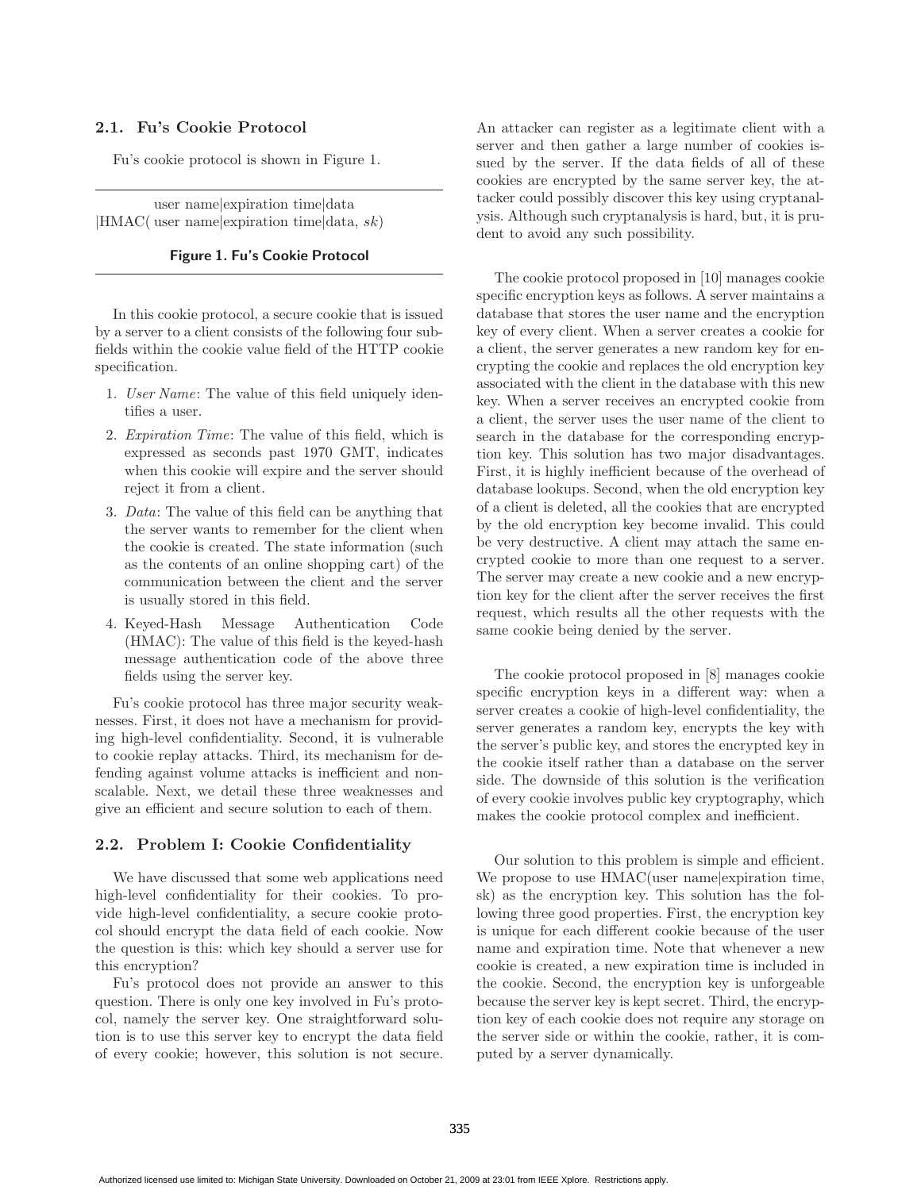### 2.1. Fu's Cookie Protocol

Fu's cookie protocol is shown in Figure 1.

user name|expiration time|data
|HMAC( user name|expiration time|data, *sk*)

**Figure 1. Fu's Cookie Protocol**

In this cookie protocol, a secure cookie that is issued by a server to a client consists of the following four subfields within the cookie value field of the HTTP cookie specification.

1. *User Name*: The value of this field uniquely identifies a user.
2. *Expiration Time*: The value of this field, which is expressed as seconds past 1970 GMT, indicates when this cookie will expire and the server should reject it from a client.
3. *Data*: The value of this field can be anything that the server wants to remember for the client when the cookie is created. The state information (such as the contents of an online shopping cart) of the communication between the client and the server is usually stored in this field.
4. Keyed-Hash Message Authentication Code (HMAC): The value of this field is the keyed-hash message authentication code of the above three fields using the server key.

Fu's cookie protocol has three major security weaknesses. First, it does not have a mechanism for providing high-level confidentiality. Second, it is vulnerable to cookie replay attacks. Third, its mechanism for defending against volume attacks is inefficient and nonscalable. Next, we detail these three weaknesses and give an efficient and secure solution to each of them.

### 2.2. Problem I: Cookie Confidentiality

We have discussed that some web applications need high-level confidentiality for their cookies. To provide high-level confidentiality, a secure cookie protocol should encrypt the data field of each cookie. Now the question is this: which key should a server use for this encryption?

Fu's protocol does not provide an answer to this question. There is only one key involved in Fu's protocol, namely the server key. One straightforward solution is to use this server key to encrypt the data field of every cookie; however, this solution is not secure. An attacker can register as a legitimate client with a server and then gather a large number of cookies issued by the server. If the data fields of all of these cookies are encrypted by the same server key, the attacker could possibly discover this key using cryptanalysis. Although such cryptanalysis is hard, but, it is prudent to avoid any such possibility.

The cookie protocol proposed in [10] manages cookie specific encryption keys as follows. A server maintains a database that stores the user name and the encryption key of every client. When a server creates a cookie for a client, the server generates a new random key for encrypting the cookie and replaces the old encryption key associated with the client in the database with this new key. When a server receives an encrypted cookie from a client, the server uses the user name of the client to search in the database for the corresponding encryption key. This solution has two major disadvantages. First, it is highly inefficient because of the overhead of database lookups. Second, when the old encryption key of a client is deleted, all the cookies that are encrypted by the old encryption key become invalid. This could be very destructive. A client may attach the same encrypted cookie to more than one request to a server. The server may create a new cookie and a new encryption key for the client after the server receives the first request, which results all the other requests with the same cookie being denied by the server.

The cookie protocol proposed in [8] manages cookie specific encryption keys in a different way: when a server creates a cookie of high-level confidentiality, the server generates a random key, encrypts the key with the server's public key, and stores the encrypted key in the cookie itself rather than a database on the server side. The downside of this solution is the verification of every cookie involves public key cryptography, which makes the cookie protocol complex and inefficient.

Our solution to this problem is simple and efficient. We propose to use HMAC(user name|expiration time, sk) as the encryption key. This solution has the following three good properties. First, the encryption key is unique for each different cookie because of the user name and expiration time. Note that whenever a new cookie is created, a new expiration time is included in the cookie. Second, the encryption key is unforgeable because the server key is kept secret. Third, the encryption key of each cookie does not require any storage on the server side or within the cookie, rather, it is computed by a server dynamically.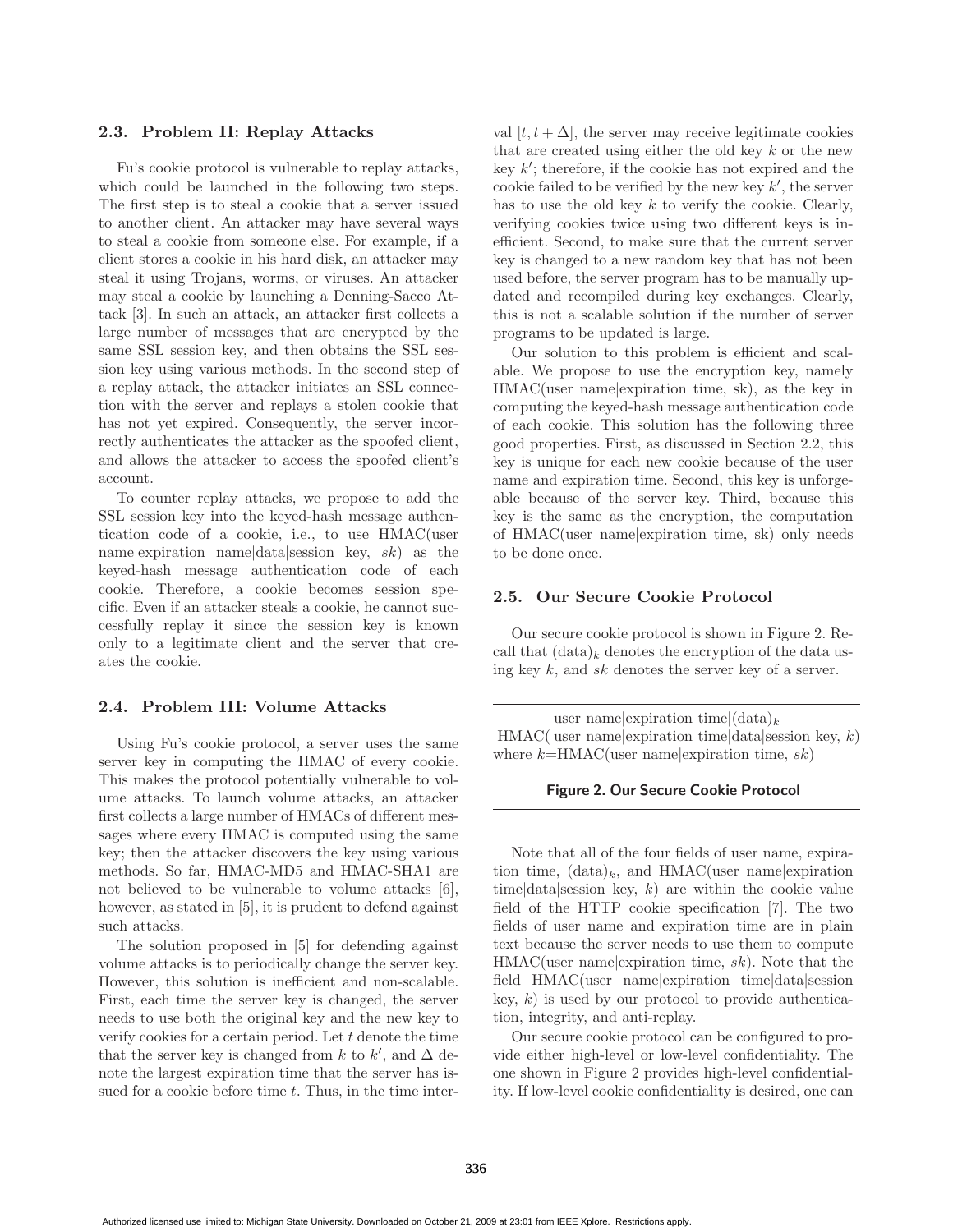### 2.3. Problem II: Replay Attacks

Fu's cookie protocol is vulnerable to replay attacks, which could be launched in the following two steps. The first step is to steal a cookie that a server issued to another client. An attacker may have several ways to steal a cookie from someone else. For example, if a client stores a cookie in his hard disk, an attacker may steal it using Trojans, worms, or viruses. An attacker may steal a cookie by launching a Denning-Sacco Attack [3]. In such an attack, an attacker first collects a large number of messages that are encrypted by the same SSL session key, and then obtains the SSL session key using various methods. In the second step of a replay attack, the attacker initiates an SSL connection with the server and replays a stolen cookie that has not yet expired. Consequently, the server incorrectly authenticates the attacker as the spoofed client, and allows the attacker to access the spoofed client's account.

To counter replay attacks, we propose to add the SSL session key into the keyed-hash message authentication code of a cookie, i.e., to use HMAC(user name|expiration name|data|session key, $sk$) as the keyed-hash message authentication code of each cookie. Therefore, a cookie becomes session specific. Even if an attacker steals a cookie, he cannot successfully replay it since the session key is known only to a legitimate client and the server that creates the cookie.

### 2.4. Problem III: Volume Attacks

Using Fu's cookie protocol, a server uses the same server key in computing the HMAC of every cookie. This makes the protocol potentially vulnerable to volume attacks. To launch volume attacks, an attacker first collects a large number of HMACs of different messages where every HMAC is computed using the same key; then the attacker discovers the key using various methods. So far, HMAC-MD5 and HMAC-SHA1 are not believed to be vulnerable to volume attacks [6], however, as stated in [5], it is prudent to defend against such attacks.

The solution proposed in [5] for defending against volume attacks is to periodically change the server key. However, this solution is inefficient and non-scalable. First, each time the server key is changed, the server needs to use both the original key and the new key to verify cookies for a certain period. Let $t$ denote the time that the server key is changed from $k$ to $k'$, and $\Delta$ denote the largest expiration time that the server has issued for a cookie before time $t$. Thus, in the time interval $[t, t + \Delta]$, the server may receive legitimate cookies that are created using either the old key $k$ or the new key $k'$; therefore, if the cookie has not expired and the cookie failed to be verified by the new key $k'$, the server has to use the old key $k$ to verify the cookie. Clearly, verifying cookies twice using two different keys is inefficient. Second, to make sure that the current server key is changed to a new random key that has not been used before, the server program has to be manually updated and recompiled during key exchanges. Clearly, this is not a scalable solution if the number of server programs to be updated is large.

Our solution to this problem is efficient and scalable. We propose to use the encryption key, namely HMAC(user name|expiration time, sk), as the key in computing the keyed-hash message authentication code of each cookie. This solution has the following three good properties. First, as discussed in Section 2.2, this key is unique for each new cookie because of the user name and expiration time. Second, this key is unforgeable because of the server key. Third, because this key is the same as the encryption, the computation of HMAC(user name|expiration time, sk) only needs to be done once.

### 2.5. Our Secure Cookie Protocol

Our secure cookie protocol is shown in Figure 2. Recall that $(\text{data})_k$ denotes the encryption of the data using key $k$, and $sk$ denotes the server key of a server.

---

user name|expiration time|$(\text{data})_k$
|HMAC( user name|expiration time|data|session key, $k$)
where $k$=HMAC(user name|expiration time, $sk$)

**Figure 2. Our Secure Cookie Protocol**

---

Note that all of the four fields of user name, expiration time, $(\text{data})_k$, and HMAC(user name|expiration time|data|session key, $k$) are within the cookie value field of the HTTP cookie specification [7]. The two fields of user name and expiration time are in plain text because the server needs to use them to compute HMAC(user name|expiration time, $sk$). Note that the field HMAC(user name|expiration time|data|session key, $k$) is used by our protocol to provide authentication, integrity, and anti-replay.

Our secure cookie protocol can be configured to provide either high-level or low-level confidentiality. The one shown in Figure 2 provides high-level confidentiality. If low-level cookie confidentiality is desired, one can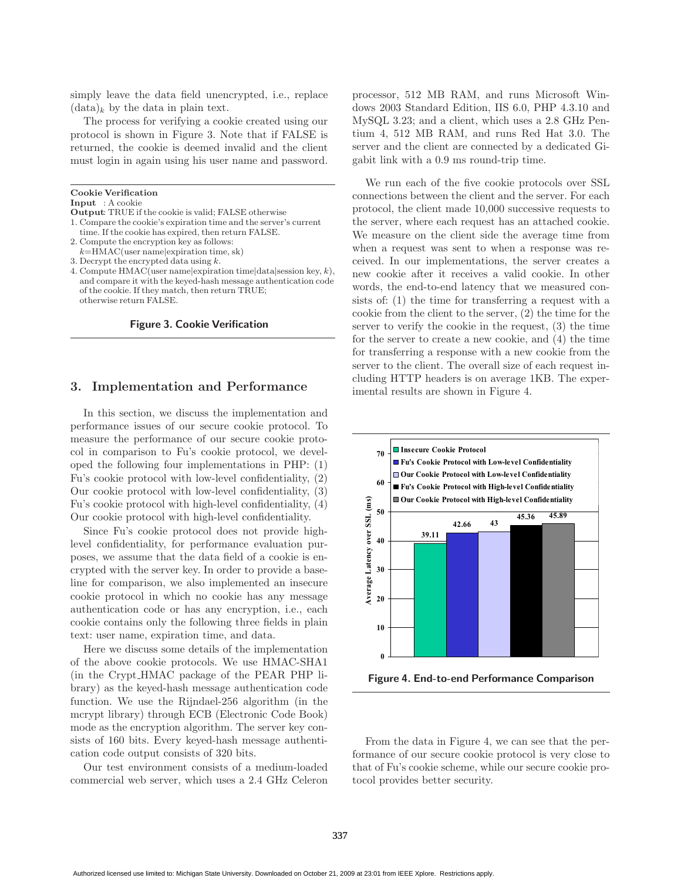simply leave the data field unencrypted, i.e., replace $(\text{data})_k$ by the data in plain text.

The process for verifying a cookie created using our protocol is shown in Figure 3. Note that if FALSE is returned, the cookie is deemed invalid and the client must login in again using his user name and password.

---

**Cookie Verification**

**Input** : A cookie

**Output**: TRUE if the cookie is valid; FALSE otherwise

1. Compare the cookie's expiration time and the server's current time. If the cookie has expired, then return FALSE.
2. Compute the encryption key as follows: $k$=HMAC(user name|expiration time, sk)
3. Decrypt the encrypted data using $k$.
4. Compute HMAC(user name|expiration time|data|session key, $k$), and compare it with the keyed-hash message authentication code of the cookie. If they match, then return TRUE; otherwise return FALSE.

**Figure 3. Cookie Verification**

---

## 3. Implementation and Performance

In this section, we discuss the implementation and performance issues of our secure cookie protocol. To measure the performance of our secure cookie protocol in comparison to Fu's cookie protocol, we developed the following four implementations in PHP: (1) Fu's cookie protocol with low-level confidentiality, (2) Our cookie protocol with low-level confidentiality, (3) Fu's cookie protocol with high-level confidentiality, (4) Our cookie protocol with high-level confidentiality.

Since Fu's cookie protocol does not provide high-level confidentiality, for performance evaluation purposes, we assume that the data field of a cookie is encrypted with the server key. In order to provide a baseline for comparison, we also implemented an insecure cookie protocol in which no cookie has any message authentication code or has any encryption, i.e., each cookie contains only the following three fields in plain text: user name, expiration time, and data.

Here we discuss some details of the implementation of the above cookie protocols. We use HMAC-SHA1 (in the Crypt_HMAC package of the PEAR PHP library) as the keyed-hash message authentication code function. We use the Rijndael-256 algorithm (in the mcrypt library) through ECB (Electronic Code Book) mode as the encryption algorithm. The server key consists of 160 bits. Every keyed-hash message authentication code output consists of 320 bits.

Our test environment consists of a medium-loaded commercial web server, which uses a 2.4 GHz Celeron processor, 512 MB RAM, and runs Microsoft Windows 2003 Standard Edition, IIS 6.0, PHP 4.3.10 and MySQL 3.23; and a client, which uses a 2.8 GHz Pentium 4, 512 MB RAM, and runs Red Hat 3.0. The server and the client are connected by a dedicated Gigabit link with a 0.9 ms round-trip time.

We run each of the five cookie protocols over SSL connections between the client and the server. For each protocol, the client made 10,000 successive requests to the server, where each request has an attached cookie. We measure on the client side the average time from when a request was sent to when a response was received. In our implementations, the server creates a new cookie after it receives a valid cookie. In other words, the end-to-end latency that we measured consists of: (1) the time for transferring a request with a cookie from the client to the server, (2) the time for the server to verify the cookie in the request, (3) the time for the server to create a new cookie, and (4) the time for transferring a response with a new cookie from the server to the client. The overall size of each request including HTTP headers is on average 1KB. The experimental results are shown in Figure 4.

| Protocol | Average Latency over SSL (ms) |
|---|---|
| Insecure Cookie Protocol | 39.11 |
| Fu's Cookie Protocol with Low-level Confidentiality | 42.66 |
| Our Cookie Protocol with Low-level Confidentiality | 43 |
| Fu's Cookie Protocol with High-level Confidentiality | 45.36 |
| Our Cookie Protocol with High-level Confidentiality | 45.89 |

**Figure 4. End-to-end Performance Comparison**

From the data in Figure 4, we can see that the performance of our secure cookie protocol is very close to that of Fu's cookie scheme, while our secure cookie protocol provides better security.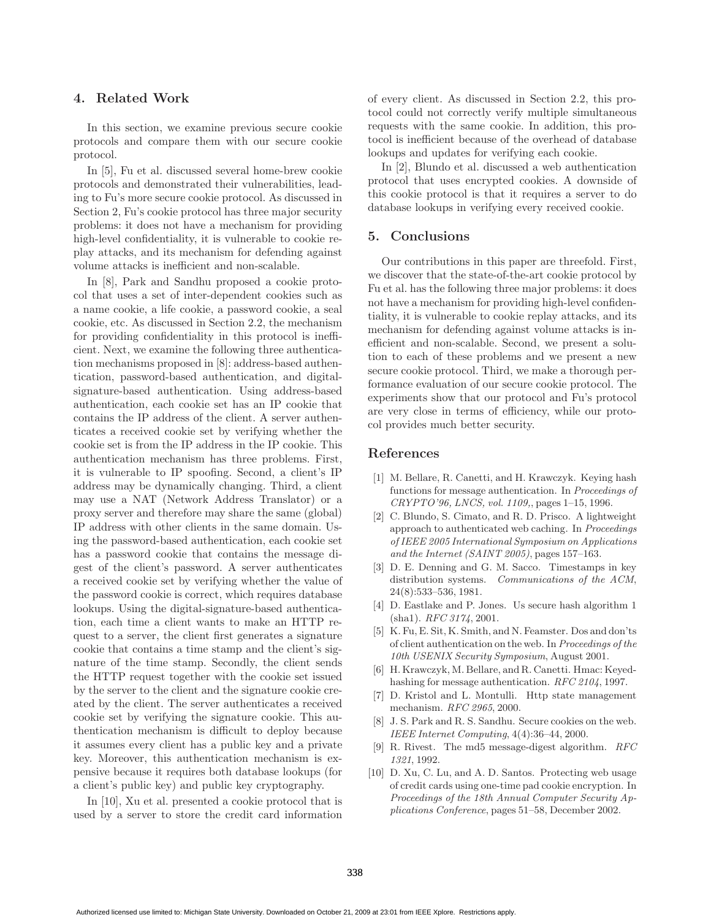## 4. Related Work

In this section, we examine previous secure cookie protocols and compare them with our secure cookie protocol.

In [5], Fu et al. discussed several home-brew cookie protocols and demonstrated their vulnerabilities, leading to Fu's more secure cookie protocol. As discussed in Section 2, Fu's cookie protocol has three major security problems: it does not have a mechanism for providing high-level confidentiality, it is vulnerable to cookie replay attacks, and its mechanism for defending against volume attacks is inefficient and non-scalable.

In [8], Park and Sandhu proposed a cookie protocol that uses a set of inter-dependent cookies such as a name cookie, a life cookie, a password cookie, a seal cookie, etc. As discussed in Section 2.2, the mechanism for providing confidentiality in this protocol is inefficient. Next, we examine the following three authentication mechanisms proposed in [8]: address-based authentication, password-based authentication, and digital-signature-based authentication. Using address-based authentication, each cookie set has an IP cookie that contains the IP address of the client. A server authenticates a received cookie set by verifying whether the cookie set is from the IP address in the IP cookie. This authentication mechanism has three problems. First, it is vulnerable to IP spoofing. Second, a client's IP address may be dynamically changing. Third, a client may use a NAT (Network Address Translator) or a proxy server and therefore may share the same (global) IP address with other clients in the same domain. Using the password-based authentication, each cookie set has a password cookie that contains the message digest of the client's password. A server authenticates a received cookie set by verifying whether the value of the password cookie is correct, which requires database lookups. Using the digital-signature-based authentication, each time a client wants to make an HTTP request to a server, the client first generates a signature cookie that contains a time stamp and the client's signature of the time stamp. Secondly, the client sends the HTTP request together with the cookie set issued by the server to the client and the signature cookie created by the client. The server authenticates a received cookie set by verifying the signature cookie. This authentication mechanism is difficult to deploy because it assumes every client has a public key and a private key. Moreover, this authentication mechanism is expensive because it requires both database lookups (for a client's public key) and public key cryptography.

In [10], Xu et al. presented a cookie protocol that is used by a server to store the credit card information of every client. As discussed in Section 2.2, this protocol could not correctly verify multiple simultaneous requests with the same cookie. In addition, this protocol is inefficient because of the overhead of database lookups and updates for verifying each cookie.

In [2], Blundo et al. discussed a web authentication protocol that uses encrypted cookies. A downside of this cookie protocol is that it requires a server to do database lookups in verifying every received cookie.

## 5. Conclusions

Our contributions in this paper are threefold. First, we discover that the state-of-the-art cookie protocol by Fu et al. has the following three major problems: it does not have a mechanism for providing high-level confidentiality, it is vulnerable to cookie replay attacks, and its mechanism for defending against volume attacks is inefficient and non-scalable. Second, we present a solution to each of these problems and we present a new secure cookie protocol. Third, we make a thorough performance evaluation of our secure cookie protocol. The experiments show that our protocol and Fu's protocol are very close in terms of efficiency, while our protocol provides much better security.

## References

[1] M. Bellare, R. Canetti, and H. Krawczyk. Keying hash functions for message authentication. In *Proceedings of CRYPTO'96, LNCS, vol. 1109,*, pages 1–15, 1996.

[2] C. Blundo, S. Cimato, and R. D. Prisco. A lightweight approach to authenticated web caching. In *Proceedings of IEEE 2005 International Symposium on Applications and the Internet (SAINT 2005)*, pages 157–163.

[3] D. E. Denning and G. M. Sacco. Timestamps in key distribution systems. *Communications of the ACM*, 24(8):533–536, 1981.

[4] D. Eastlake and P. Jones. Us secure hash algorithm 1 (sha1). *RFC 3174*, 2001.

[5] K. Fu, E. Sit, K. Smith, and N. Feamster. Dos and don'ts of client authentication on the web. In *Proceedings of the 10th USENIX Security Symposium*, August 2001.

[6] H. Krawczyk, M. Bellare, and R. Canetti. Hmac: Keyed-hashing for message authentication. *RFC 2104*, 1997.

[7] D. Kristol and L. Montulli. Http state management mechanism. *RFC 2965*, 2000.

[8] J. S. Park and R. S. Sandhu. Secure cookies on the web. *IEEE Internet Computing*, 4(4):36–44, 2000.

[9] R. Rivest. The md5 message-digest algorithm. *RFC 1321*, 1992.

[10] D. Xu, C. Lu, and A. D. Santos. Protecting web usage of credit cards using one-time pad cookie encryption. In *Proceedings of the 18th Annual Computer Security Applications Conference*, pages 51–58, December 2002.